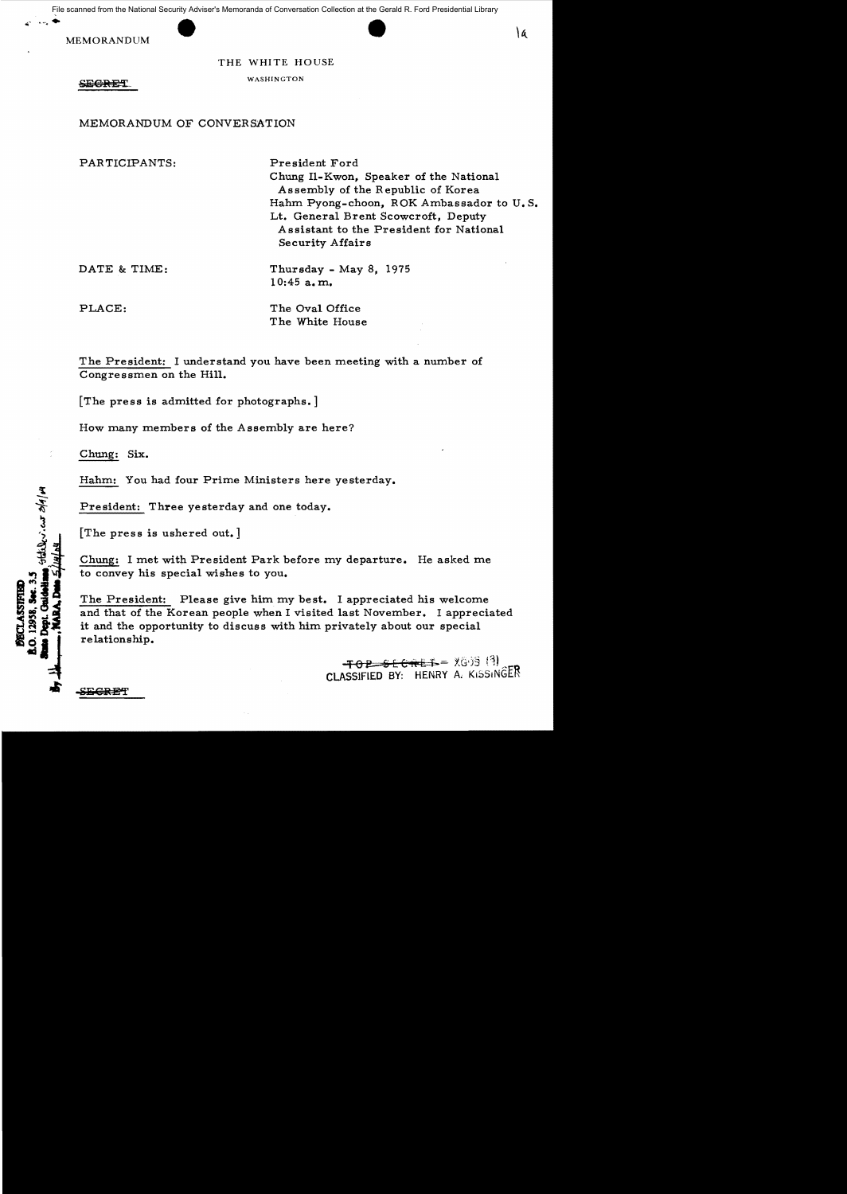File scanned from the National Security Adviser's Memoranda of Conversation Collection at the Gerald R. Ford Presidential Library

MEMORANDUM

THE WHITE HOUSE

WASHINGTON

~~SECRET~~

MEMORANDUM OF CONVERSATION

PARTICIPANTS: President Ford
Chung Il-Kwon, Speaker of the National Assembly of the Republic of Korea
Hahm Pyong-choon, ROK Ambassador to U.S.
Lt. General Brent Scowcroft, Deputy Assistant to the President for National Security Affairs

DATE & TIME: Thursday - May 8, 1975
10:45 a.m.

PLACE: The Oval Office
The White House

The President: I understand you have been meeting with a number of Congressmen on the Hill.

[The press is admitted for photographs.]

How many members of the Assembly are here?

Chung: Six.

Hahm: You had four Prime Ministers here yesterday.

President: Three yesterday and one today.

[The press is ushered out.]

Chung: I met with President Park before my departure. He asked me to convey his special wishes to you.

The President: Please give him my best. I appreciated his welcome and that of the Korean people when I visited last November. I appreciated it and the opportunity to discuss with him privately about our special relationship.

~~TOP SECRET~~ - XGDS (3)
CLASSIFIED BY: HENRY A. KISSINGER

~~SECRET~~

DECLASSIFIED
E.O. 12958, Sec. 3.5
State Dept. Guidelines
By ___, NARA, Date ___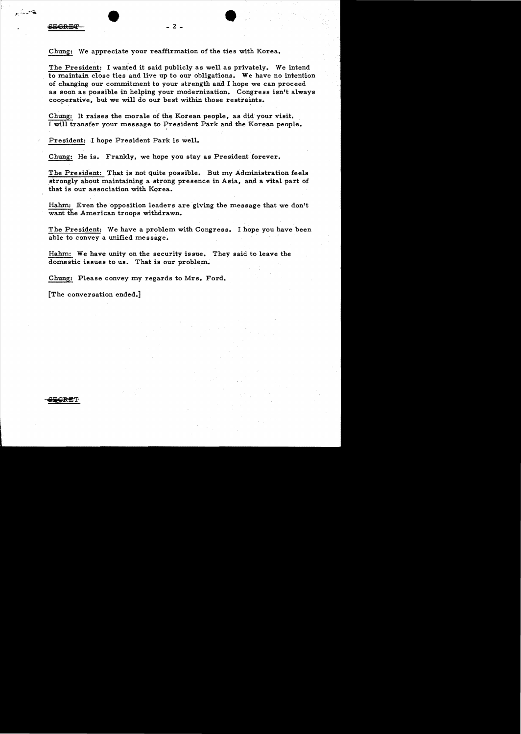SECRET

Chung: We appreciate your reaffirmation of the ties with Korea.

The President: I wanted it said publicly as well as privately. We intend to maintain close ties and live up to our obligations. We have no intention of changing our commitment to your strength and I hope we can proceed as soon as possible in helping your modernization. Congress isn't always cooperative, but we will do our best within those restraints.

Chung: It raises the morale of the Korean people, as did your visit. I will transfer your message to President Park and the Korean people.

President: I hope President Park is well.

Chung: He is. Frankly, we hope you stay as President forever.

The President: That is not quite possible. But my Administration feels strongly about maintaining a strong presence in Asia, and a vital part of that is our association with Korea.

Hahm: Even the opposition leaders are giving the message that we don't want the American troops withdrawn.

The President: We have a problem with Congress. I hope you have been able to convey a unified message.

Hahm: We have unity on the security issue. They said to leave the domestic issues to us. That is our problem.

Chung: Please convey my regards to Mrs. Ford.

[The conversation ended.]

SECRET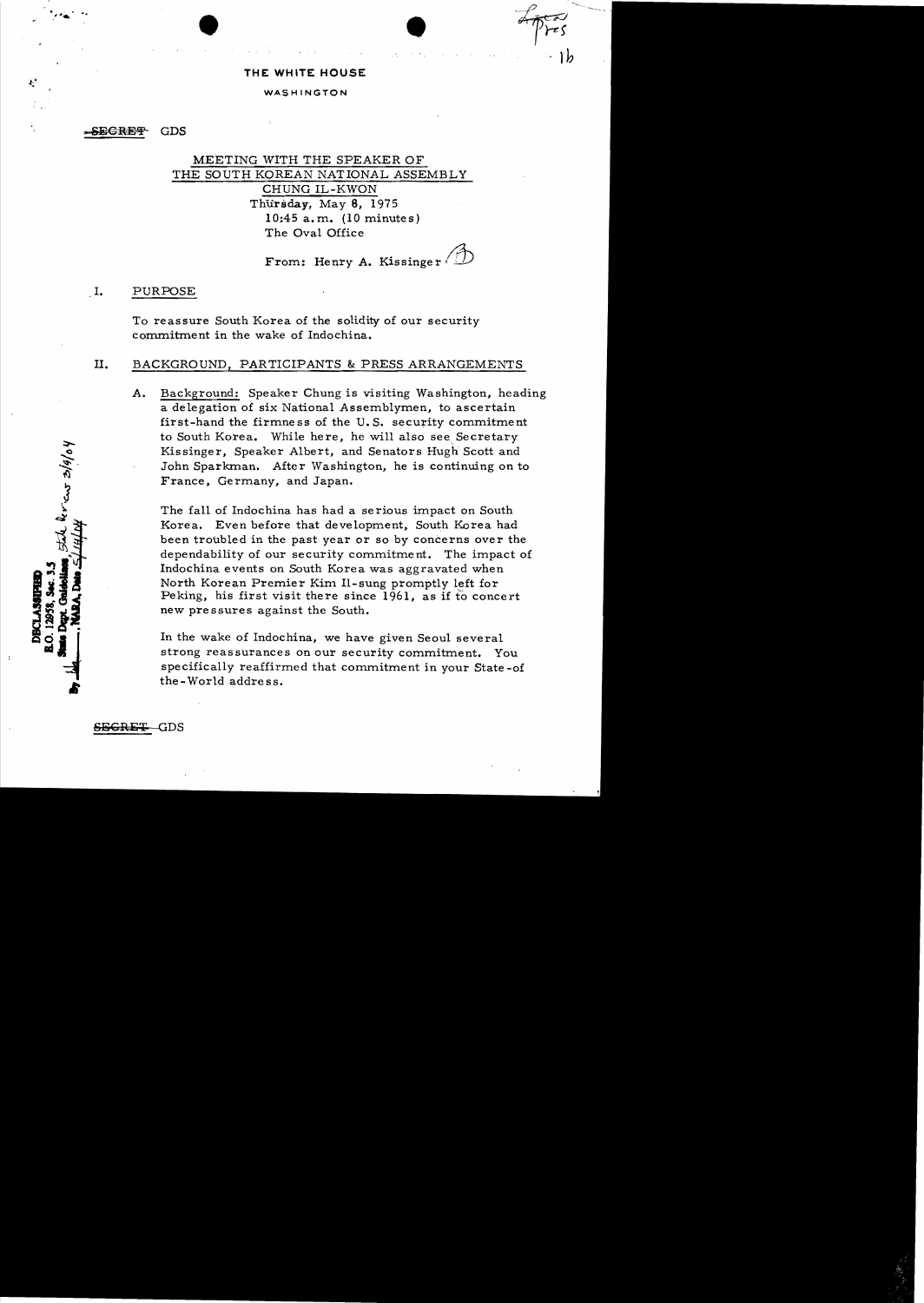THE WHITE HOUSE

WASHINGTON

~~SECRET~~ GDS

MEETING WITH THE SPEAKER OF THE SOUTH KOREAN NATIONAL ASSEMBLY CHUNG IL-KWON

Thursday, May 8, 1975
10:45 a.m. (10 minutes)
The Oval Office

From: Henry A. Kissinger

## I. PURPOSE

To reassure South Korea of the solidity of our security commitment in the wake of Indochina.

## II. BACKGROUND, PARTICIPANTS & PRESS ARRANGEMENTS

A. Background: Speaker Chung is visiting Washington, heading a delegation of six National Assemblymen, to ascertain first-hand the firmness of the U.S. security commitment to South Korea. While here, he will also see Secretary Kissinger, Speaker Albert, and Senators Hugh Scott and John Sparkman. After Washington, he is continuing on to France, Germany, and Japan.

The fall of Indochina has had a serious impact on South Korea. Even before that development, South Korea had been troubled in the past year or so by concerns over the dependability of our security commitment. The impact of Indochina events on South Korea was aggravated when North Korean Premier Kim Il-sung promptly left for Peking, his first visit there since 1961, as if to concert new pressures against the South.

In the wake of Indochina, we have given Seoul several strong reassurances on our security commitment. You specifically reaffirmed that commitment in your State-of the-World address.

~~SECRET~~ GDS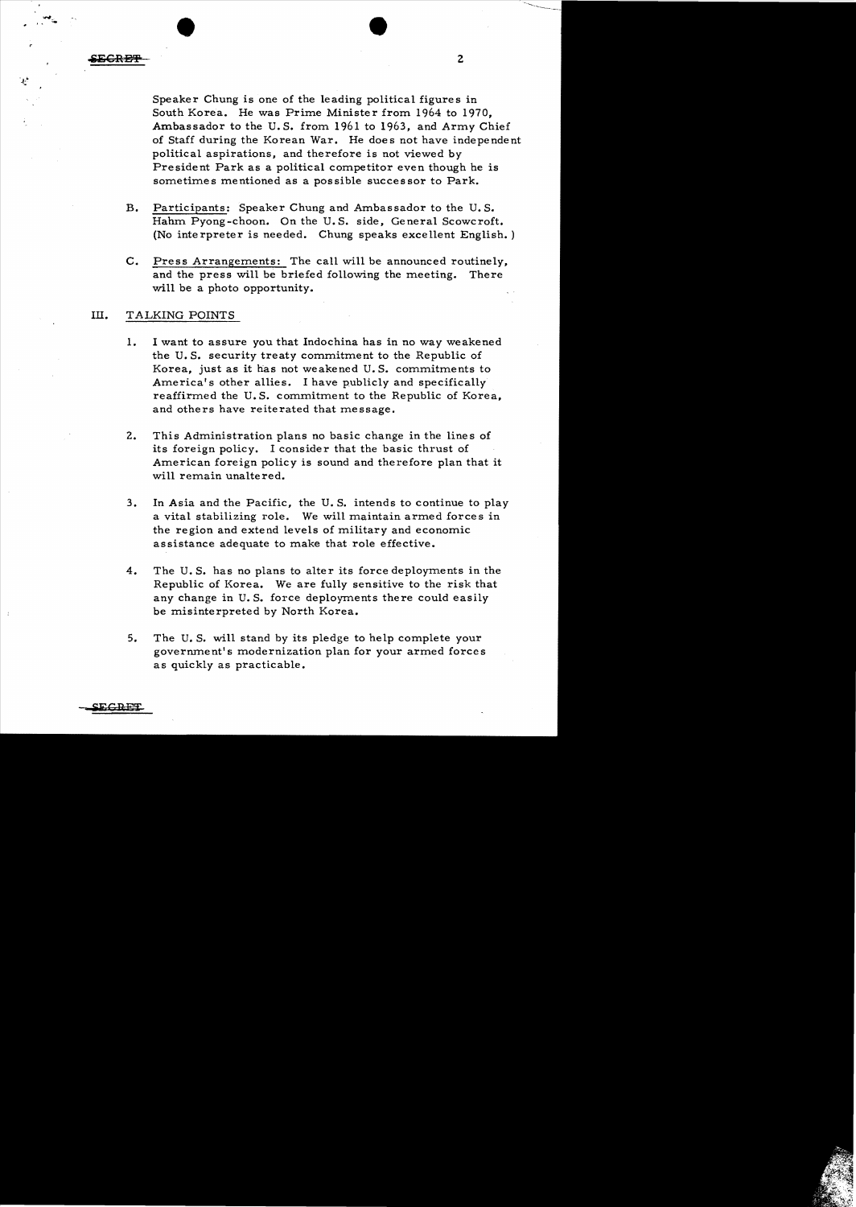SECRET

Speaker Chung is one of the leading political figures in South Korea. He was Prime Minister from 1964 to 1970, Ambassador to the U.S. from 1961 to 1963, and Army Chief of Staff during the Korean War. He does not have independent political aspirations, and therefore is not viewed by President Park as a political competitor even though he is sometimes mentioned as a possible successor to Park.

B. Participants: Speaker Chung and Ambassador to the U.S. Hahm Pyong-choon. On the U.S. side, General Scowcroft. (No interpreter is needed. Chung speaks excellent English.)

C. Press Arrangements: The call will be announced routinely, and the press will be briefed following the meeting. There will be a photo opportunity.

## III. TALKING POINTS

1. I want to assure you that Indochina has in no way weakened the U.S. security treaty commitment to the Republic of Korea, just as it has not weakened U.S. commitments to America's other allies. I have publicly and specifically reaffirmed the U.S. commitment to the Republic of Korea, and others have reiterated that message.

2. This Administration plans no basic change in the lines of its foreign policy. I consider that the basic thrust of American foreign policy is sound and therefore plan that it will remain unaltered.

3. In Asia and the Pacific, the U.S. intends to continue to play a vital stabilizing role. We will maintain armed forces in the region and extend levels of military and economic assistance adequate to make that role effective.

4. The U.S. has no plans to alter its force deployments in the Republic of Korea. We are fully sensitive to the risk that any change in U.S. force deployments there could easily be misinterpreted by North Korea.

5. The U.S. will stand by its pledge to help complete your government's modernization plan for your armed forces as quickly as practicable.

SECRET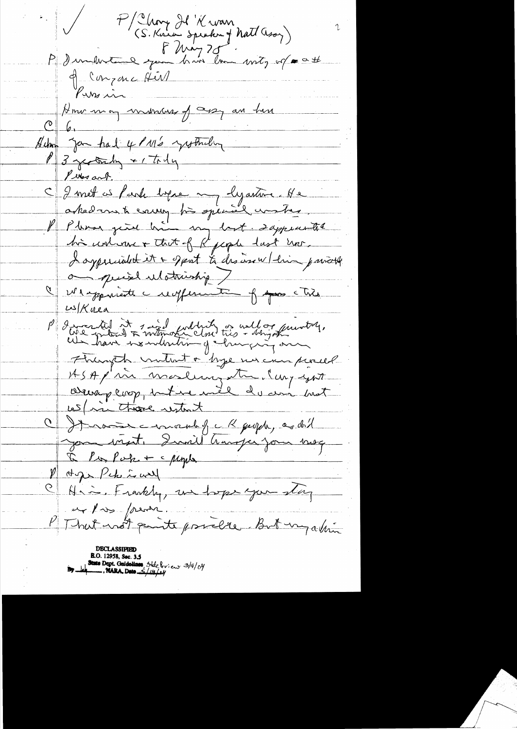✓ P/Chong Il Kwan
(S. Korea Speaker of Natl Assy)
8 May 75

P I understand you have been unity of ■ ■ #
of Congress Here
Permission
How many members of assy are here

C 6.

Habib You had 4 PM's yesterday

P 3 yesterday & 1 today
Pleasant.

C I met w Park before my departure. He asked me to convey his special wishes.

P Please give him my best. I appreciated his welcome & that of K people last year. I appreciated it & spent to discuss w/ him private on special relationship.

C We appreciate reaffirmation of your ties w/Korea

P I wanted it said publicly as well as privately. We intend to maintain close ties & obligations. We have no intention of changing our
Through contact & hope we can proceed ASAP in Washington. Cong not always coop, but we will do our best w/in those restraint

C It raises the morale of the K people, as did your visit. I will transfer your msg to Pres Park & the people

P Hope Park is well

C He is. Frankly, we hope you stay as Pres forever.

P That not quite possible. But my admin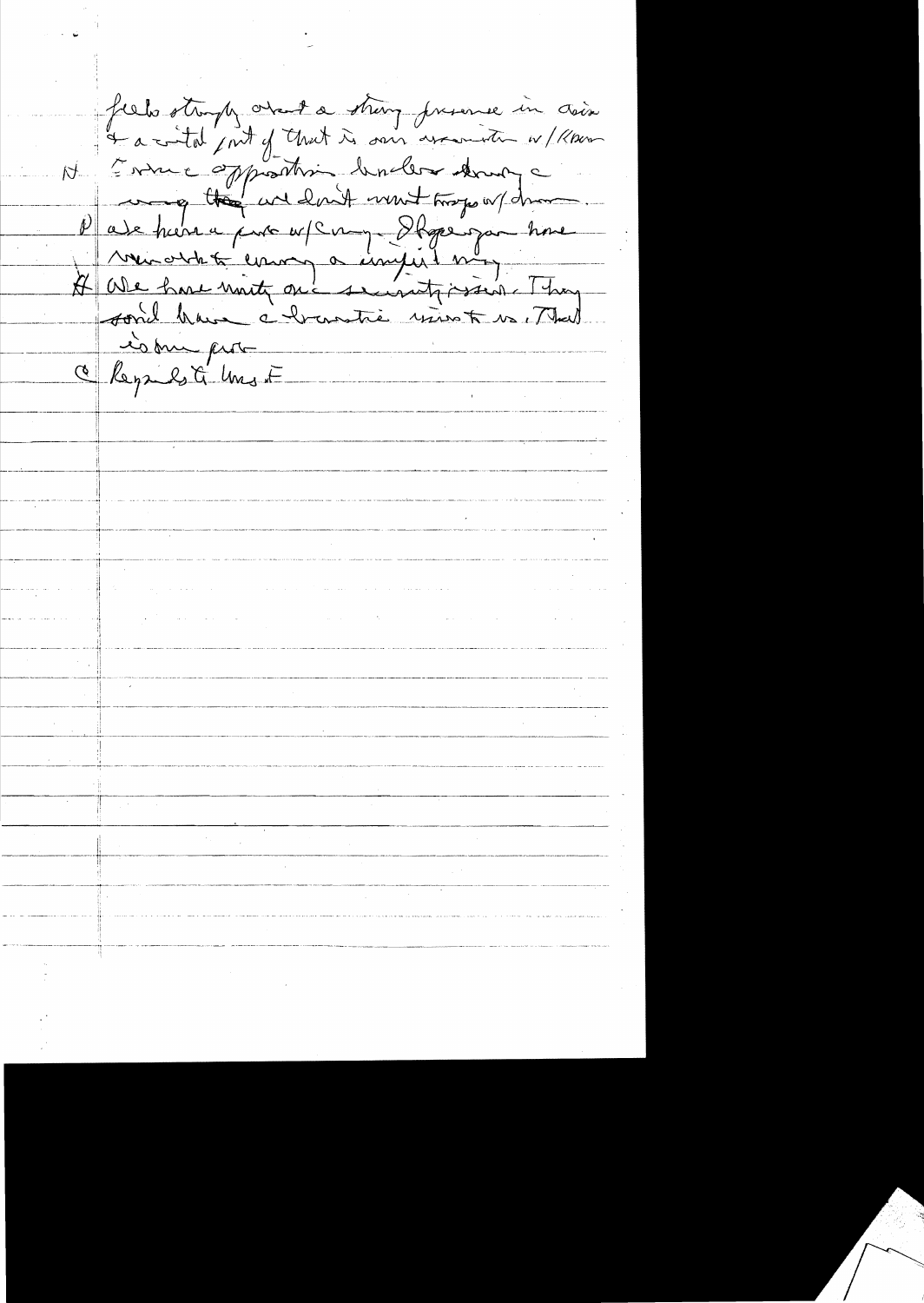feels strongly about a strong presence in Asia & a critical part of that is our association w/ Korea

N Since opposition leader drug a wing they and don't want troops w/draw.

P We have a prob w/ Cong. I hope you have more ability to convey a unified way.

H We have unity on security issues. They could have a drastic issue to us. That is our prob.

C Regards to Mrs. F